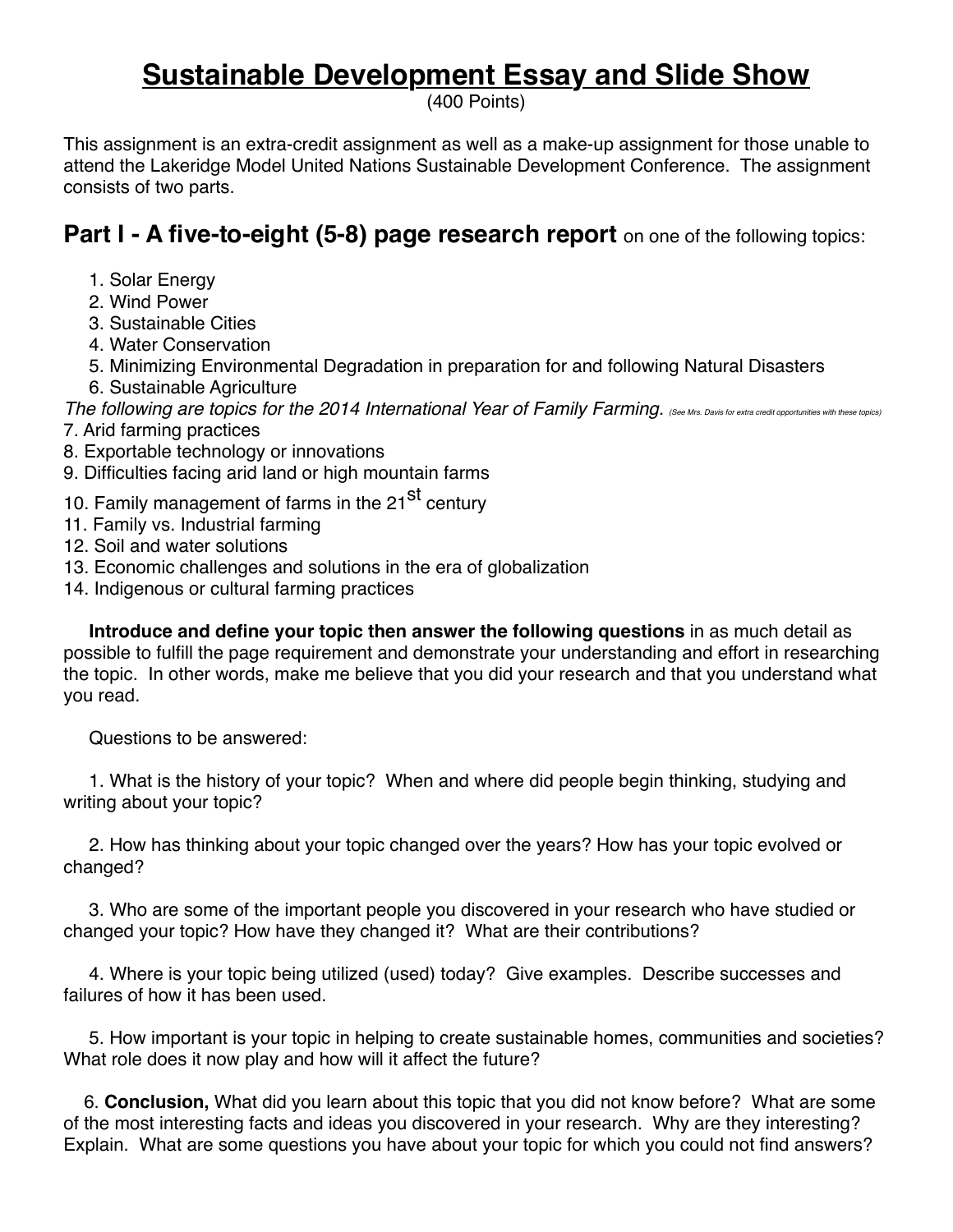# Sustainable Development Essay and Slide Show

(400 Points)

This assignment is an extra-credit assignment as well as a make-up assignment for those unable to attend the Lakeridge Model United Nations Sustainable Development Conference. The assignment consists of two parts.

## Part I - A five-to-eight (5-8) page research report on one of the following topics:

1. Solar Energy
2. Wind Power
3. Sustainable Cities
4. Water Conservation
5. Minimizing Environmental Degradation in preparation for and following Natural Disasters
6. Sustainable Agriculture

*The following are topics for the 2014 International Year of Family Farming.* *(See Mrs. Davis for extra credit opportunities with these topics)*

7. Arid farming practices
8. Exportable technology or innovations
9. Difficulties facing arid land or high mountain farms
10. Family management of farms in the 21st century
11. Family vs. Industrial farming
12. Soil and water solutions
13. Economic challenges and solutions in the era of globalization
14. Indigenous or cultural farming practices

**Introduce and define your topic then answer the following questions** in as much detail as possible to fulfill the page requirement and demonstrate your understanding and effort in researching the topic. In other words, make me believe that you did your research and that you understand what you read.

Questions to be answered:

1. What is the history of your topic? When and where did people begin thinking, studying and writing about your topic?

2. How has thinking about your topic changed over the years? How has your topic evolved or changed?

3. Who are some of the important people you discovered in your research who have studied or changed your topic? How have they changed it? What are their contributions?

4. Where is your topic being utilized (used) today? Give examples. Describe successes and failures of how it has been used.

5. How important is your topic in helping to create sustainable homes, communities and societies? What role does it now play and how will it affect the future?

6. **Conclusion,** What did you learn about this topic that you did not know before? What are some of the most interesting facts and ideas you discovered in your research. Why are they interesting? Explain. What are some questions you have about your topic for which you could not find answers?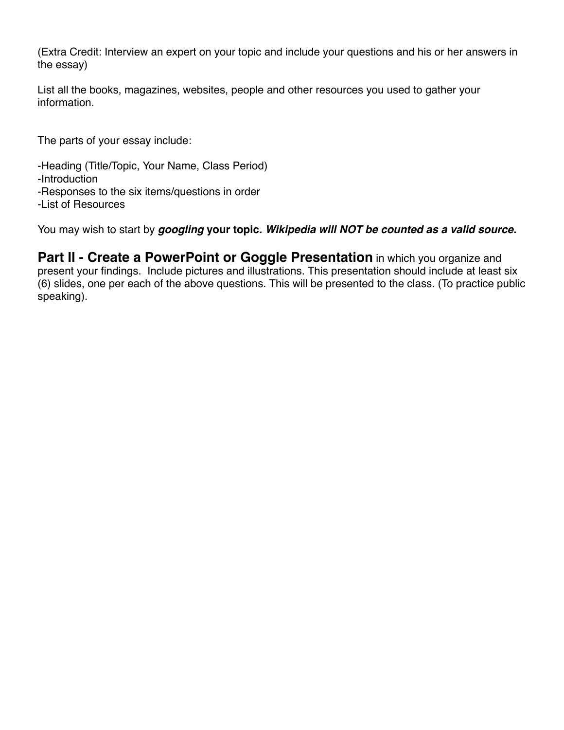(Extra Credit: Interview an expert on your topic and include your questions and his or her answers in the essay)

List all the books, magazines, websites, people and other resources you used to gather your information.

The parts of your essay include:

-Heading (Title/Topic, Your Name, Class Period)
-Introduction
-Responses to the six items/questions in order
-List of Resources

You may wish to start by ***googling*** **your topic*. Wikipedia will NOT be counted as a valid source.***

**Part II - Create a PowerPoint or Goggle Presentation** in which you organize and present your findings. Include pictures and illustrations. This presentation should include at least six (6) slides, one per each of the above questions. This will be presented to the class. (To practice public speaking).